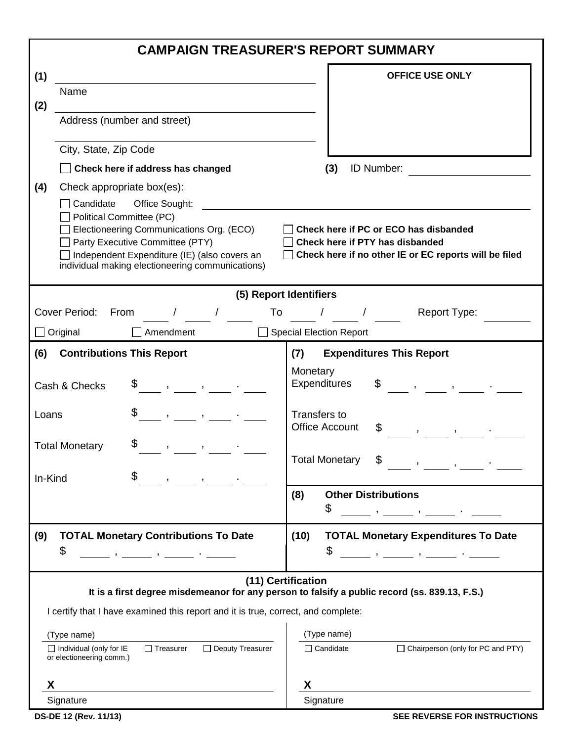# CAMPAIGN TREASURER'S REPORT SUMMARY

**(1)** ______________________________
Name

**(2)** ______________________________
Address (number and street)

______________________________
City, State, Zip Code

☐ **Check here if address has changed**

**OFFICE USE ONLY**

**(3)** ID Number: ____________

**(4)** Check appropriate box(es):

- ☐ Candidate  Office Sought: ______________________________
- ☐ Political Committee (PC)
- ☐ Electioneering Communications Org. (ECO)
- ☐ Party Executive Committee (PTY)
- ☐ Independent Expenditure (IE) (also covers an individual making electioneering communications)

- ☐ **Check here if PC or ECO has disbanded**
- ☐ **Check here if PTY has disbanded**
- ☐ **Check here if no other IE or EC reports will be filed**

## (5) Report Identifiers

Cover Period: From ____ / ____ / ____ To ____ / ____ / ____  Report Type: ________

☐ Original  ☐ Amendment  ☐ Special Election Report

| **(6) Contributions This Report** | | **(7) Expenditures This Report** | |
|---|---|---|---|
| Cash & Checks | $ ___ , ___ , ___ . ___ | Monetary Expenditures | $ ___ , ___ , ___ . ___ |
| Loans | $ ___ , ___ , ___ . ___ | Transfers to Office Account | $ ___ , ___ , ___ . ___ |
| Total Monetary | $ ___ , ___ , ___ . ___ | Total Monetary | $ ___ , ___ , ___ . ___ |
| In-Kind | $ ___ , ___ , ___ . ___ | **(8) Other Distributions** | $ ___ , ___ , ___ . ___ |

| **(9) TOTAL Monetary Contributions To Date** | **(10) TOTAL Monetary Expenditures To Date** |
|---|---|
| $ ___ , ___ , ___ . ___ | $ ___ , ___ , ___ . ___ |

## (11) Certification

**It is a first degree misdemeanor for any person to falsify a public record (ss. 839.13, F.S.)**

I certify that I have examined this report and it is true, correct, and complete:

| (Type name) | (Type name) |
|---|---|
| ☐ Individual (only for IE or electioneering comm.)  ☐ Treasurer  ☐ Deputy Treasurer | ☐ Candidate  ☐ Chairperson (only for PC and PTY) |
| **X** ______________________________ | **X** ______________________________ |
| Signature | Signature |

**DS-DE 12 (Rev. 11/13)**

**SEE REVERSE FOR INSTRUCTIONS**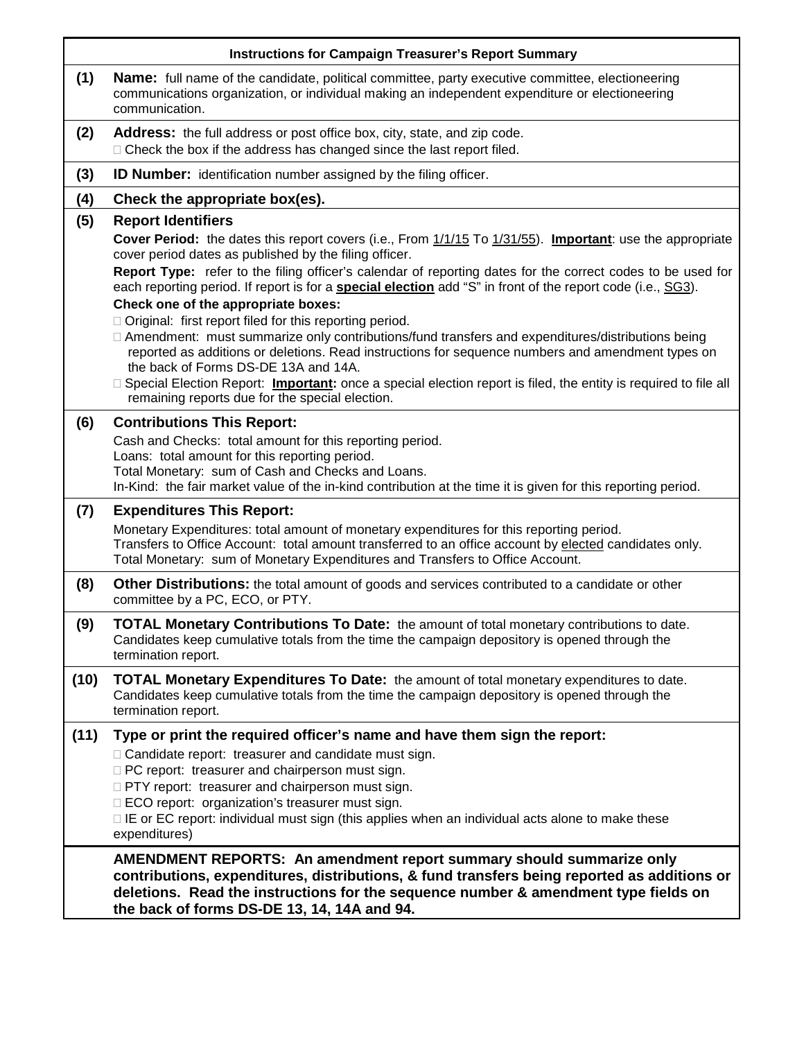## Instructions for Campaign Treasurer's Report Summary

**(1)** **Name:** full name of the candidate, political committee, party executive committee, electioneering communications organization, or individual making an independent expenditure or electioneering communication.

**(2)** **Address:** the full address or post office box, city, state, and zip code.
□ Check the box if the address has changed since the last report filed.

**(3)** **ID Number:** identification number assigned by the filing officer.

**(4)** **Check the appropriate box(es).**

**(5)** **Report Identifiers**

**Cover Period:** the dates this report covers (i.e., From 1/1/15 To 1/31/55). **Important**: use the appropriate cover period dates as published by the filing officer.

**Report Type:** refer to the filing officer's calendar of reporting dates for the correct codes to be used for each reporting period. If report is for a **special election** add "S" in front of the report code (i.e., SG3).

**Check one of the appropriate boxes:**

- □ Original: first report filed for this reporting period.
- □ Amendment: must summarize only contributions/fund transfers and expenditures/distributions being reported as additions or deletions. Read instructions for sequence numbers and amendment types on the back of Forms DS-DE 13A and 14A.
- □ Special Election Report: **Important:** once a special election report is filed, the entity is required to file all remaining reports due for the special election.

**(6)** **Contributions This Report:**

Cash and Checks: total amount for this reporting period.
Loans: total amount for this reporting period.
Total Monetary: sum of Cash and Checks and Loans.
In-Kind: the fair market value of the in-kind contribution at the time it is given for this reporting period.

**(7)** **Expenditures This Report:**

Monetary Expenditures: total amount of monetary expenditures for this reporting period.
Transfers to Office Account: total amount transferred to an office account by elected candidates only.
Total Monetary: sum of Monetary Expenditures and Transfers to Office Account.

**(8)** **Other Distributions:** the total amount of goods and services contributed to a candidate or other committee by a PC, ECO, or PTY.

**(9)** **TOTAL Monetary Contributions To Date:** the amount of total monetary contributions to date. Candidates keep cumulative totals from the time the campaign depository is opened through the termination report.

**(10)** **TOTAL Monetary Expenditures To Date:** the amount of total monetary expenditures to date. Candidates keep cumulative totals from the time the campaign depository is opened through the termination report.

**(11)** **Type or print the required officer's name and have them sign the report:**

- □ Candidate report: treasurer and candidate must sign.
- □ PC report: treasurer and chairperson must sign.
- □ PTY report: treasurer and chairperson must sign.
- □ ECO report: organization's treasurer must sign.
- □ IE or EC report: individual must sign (this applies when an individual acts alone to make these expenditures)

**AMENDMENT REPORTS: An amendment report summary should summarize only contributions, expenditures, distributions, & fund transfers being reported as additions or deletions. Read the instructions for the sequence number & amendment type fields on the back of forms DS-DE 13, 14, 14A and 94.**